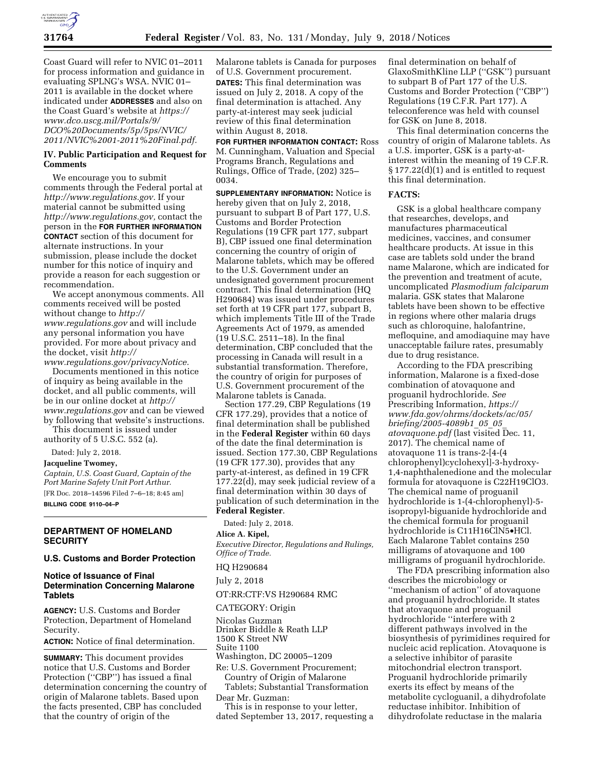Coast Guard will refer to NVIC 01–2011 for process information and guidance in evaluating SPLNG's WSA. NVIC 01–2011 is available in the docket where indicated under **ADDRESSES** and also on the Coast Guard's website at *https://www.dco.uscg.mil/Portals/9/DCO%20Documents/5p/5ps/NVIC/2011/NVIC%2001-2011%20Final.pdf.*

## IV. Public Participation and Request for Comments

We encourage you to submit comments through the Federal portal at *http://www.regulations.gov.* If your material cannot be submitted using *http://www.regulations.gov,* contact the person in the **FOR FURTHER INFORMATION CONTACT** section of this document for alternate instructions. In your submission, please include the docket number for this notice of inquiry and provide a reason for each suggestion or recommendation.

We accept anonymous comments. All comments received will be posted without change to *http://www.regulations.gov* and will include any personal information you have provided. For more about privacy and the docket, visit *http://www.regulations.gov/privacyNotice.*

Documents mentioned in this notice of inquiry as being available in the docket, and all public comments, will be in our online docket at *http://www.regulations.gov* and can be viewed by following that website's instructions.

This document is issued under authority of 5 U.S.C. 552 (a).

Dated: July 2, 2018.

**Jacqueline Twomey,**

*Captain, U.S. Coast Guard, Captain of the Port Marine Safety Unit Port Arthur.*

[FR Doc. 2018–14596 Filed 7–6–18; 8:45 am]

**BILLING CODE 9110–04–P**

## DEPARTMENT OF HOMELAND SECURITY

### U.S. Customs and Border Protection

### Notice of Issuance of Final Determination Concerning Malarone Tablets

**AGENCY:** U.S. Customs and Border Protection, Department of Homeland Security.

**ACTION:** Notice of final determination.

**SUMMARY:** This document provides notice that U.S. Customs and Border Protection (''CBP'') has issued a final determination concerning the country of origin of Malarone tablets. Based upon the facts presented, CBP has concluded that the country of origin of the Malarone tablets is Canada for purposes of U.S. Government procurement.

**DATES:** This final determination was issued on July 2, 2018. A copy of the final determination is attached. Any party-at-interest may seek judicial review of this final determination within August 8, 2018.

**FOR FURTHER INFORMATION CONTACT:** Ross M. Cunningham, Valuation and Special Programs Branch, Regulations and Rulings, Office of Trade, (202) 325–0034.

**SUPPLEMENTARY INFORMATION:** Notice is hereby given that on July 2, 2018, pursuant to subpart B of Part 177, U.S. Customs and Border Protection Regulations (19 CFR part 177, subpart B), CBP issued one final determination concerning the country of origin of Malarone tablets, which may be offered to the U.S. Government under an undesignated government procurement contract. This final determination (HQ H290684) was issued under procedures set forth at 19 CFR part 177, subpart B, which implements Title III of the Trade Agreements Act of 1979, as amended (19 U.S.C. 2511–18). In the final determination, CBP concluded that the processing in Canada will result in a substantial transformation. Therefore, the country of origin for purposes of U.S. Government procurement of the Malarone tablets is Canada.

Section 177.29, CBP Regulations (19 CFR 177.29), provides that a notice of final determination shall be published in the **Federal Register** within 60 days of the date the final determination is issued. Section 177.30, CBP Regulations (19 CFR 177.30), provides that any party-at-interest, as defined in 19 CFR 177.22(d), may seek judicial review of a final determination within 30 days of publication of such determination in the **Federal Register**.

Dated: July 2, 2018.

**Alice A. Kipel,**

*Executive Director, Regulations and Rulings, Office of Trade.*

HQ H290684

July 2, 2018

OT:RR:CTF:VS H290684 RMC

CATEGORY: Origin

Nicolas Guzman
Drinker Biddle & Reath LLP
1500 K Street NW
Suite 1100
Washington, DC 20005–1209

Re: U.S. Government Procurement; Country of Origin of Malarone Tablets; Substantial Transformation

Dear Mr. Guzman:

This is in response to your letter, dated September 13, 2017, requesting a final determination on behalf of GlaxoSmithKline LLP (''GSK'') pursuant to subpart B of Part 177 of the U.S. Customs and Border Protection (''CBP'') Regulations (19 C.F.R. Part 177). A teleconference was held with counsel for GSK on June 8, 2018.

This final determination concerns the country of origin of Malarone tablets. As a U.S. importer, GSK is a party-at-interest within the meaning of 19 C.F.R. § 177.22(d)(1) and is entitled to request this final determination.

### FACTS:

GSK is a global healthcare company that researches, develops, and manufactures pharmaceutical medicines, vaccines, and consumer healthcare products. At issue in this case are tablets sold under the brand name Malarone, which are indicated for the prevention and treatment of acute, uncomplicated *Plasmodium falciparum* malaria. GSK states that Malarone tablets have been shown to be effective in regions where other malaria drugs such as chloroquine, halofantrine, mefloquine, and amodiaquine may have unacceptable failure rates, presumably due to drug resistance.

According to the FDA prescribing information, Malarone is a fixed-dose combination of atovaquone and proguanil hydrochloride. *See* Prescribing Information, *https://www.fda.gov/ohrms/dockets/ac/05/briefing/2005-4089b1_05_05_atovaquone.pdf* (last visited Dec. 11, 2017). The chemical name of atovaquone 11 is trans-2-[4-(4 chlorophenyl)cyclohexyl]-3-hydroxy-1,4-naphthalenedione and the molecular formula for atovaquone is $C_{22}H_{19}ClO_3$. The chemical name of proguanil hydrochloride is 1-(4-chlorophenyl)-5-isopropyl-biguanide hydrochloride and the chemical formula for proguanil hydrochloride is $C_{11}H_{16}ClN_5{\bullet}HCl$. Each Malarone Tablet contains 250 milligrams of atovaquone and 100 milligrams of proguanil hydrochloride.

The FDA prescribing information also describes the microbiology or ''mechanism of action'' of atovaquone and proguanil hydrochloride. It states that atovaquone and proguanil hydrochloride ''interfere with 2 different pathways involved in the biosynthesis of pyrimidines required for nucleic acid replication. Atovaquone is a selective inhibitor of parasite mitochondrial electron transport. Proguanil hydrochloride primarily exerts its effect by means of the metabolite cycloguanil, a dihydrofolate reductase inhibitor. Inhibition of dihydrofolate reductase in the malaria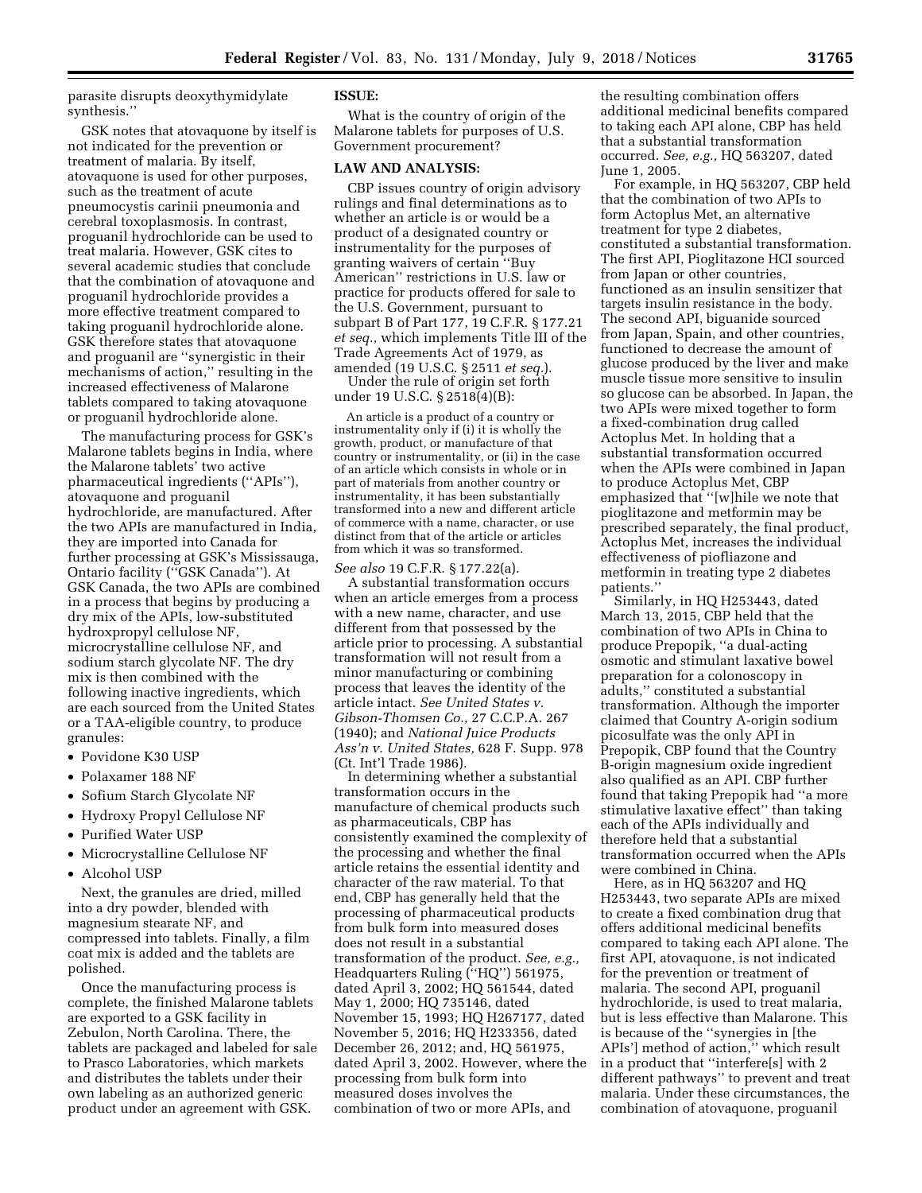parasite disrupts deoxythymidylate synthesis.''

GSK notes that atovaquone by itself is not indicated for the prevention or treatment of malaria. By itself, atovaquone is used for other purposes, such as the treatment of acute pneumocystis carinii pneumonia and cerebral toxoplasmosis. In contrast, proguanil hydrochloride can be used to treat malaria. However, GSK cites to several academic studies that conclude that the combination of atovaquone and proguanil hydrochloride provides a more effective treatment compared to taking proguanil hydrochloride alone. GSK therefore states that atovaquone and proguanil are ''synergistic in their mechanisms of action,'' resulting in the increased effectiveness of Malarone tablets compared to taking atovaquone or proguanil hydrochloride alone.

The manufacturing process for GSK's Malarone tablets begins in India, where the Malarone tablets' two active pharmaceutical ingredients (''APIs''), atovaquone and proguanil hydrochloride, are manufactured. After the two APIs are manufactured in India, they are imported into Canada for further processing at GSK's Mississauga, Ontario facility (''GSK Canada''). At GSK Canada, the two APIs are combined in a process that begins by producing a dry mix of the APIs, low-substituted hydroxpropyl cellulose NF, microcrystalline cellulose NF, and sodium starch glycolate NF. The dry mix is then combined with the following inactive ingredients, which are each sourced from the United States or a TAA-eligible country, to produce granules:

- Povidone K30 USP
- Polaxamer 188 NF
- Sofium Starch Glycolate NF
- Hydroxy Propyl Cellulose NF
- Purified Water USP
- Microcrystalline Cellulose NF
- Alcohol USP

Next, the granules are dried, milled into a dry powder, blended with magnesium stearate NF, and compressed into tablets. Finally, a film coat mix is added and the tablets are polished.

Once the manufacturing process is complete, the finished Malarone tablets are exported to a GSK facility in Zebulon, North Carolina. There, the tablets are packaged and labeled for sale to Prasco Laboratories, which markets and distributes the tablets under their own labeling as an authorized generic product under an agreement with GSK.

**ISSUE:**

What is the country of origin of the Malarone tablets for purposes of U.S. Government procurement?

**LAW AND ANALYSIS:**

CBP issues country of origin advisory rulings and final determinations as to whether an article is or would be a product of a designated country or instrumentality for the purposes of granting waivers of certain ''Buy American'' restrictions in U.S. law or practice for products offered for sale to the U.S. Government, pursuant to subpart B of Part 177, 19 C.F.R. § 177.21 *et seq.*, which implements Title III of the Trade Agreements Act of 1979, as amended (19 U.S.C. § 2511 *et seq.*).

Under the rule of origin set forth under 19 U.S.C. § 2518(4)(B):

> An article is a product of a country or instrumentality only if (i) it is wholly the growth, product, or manufacture of that country or instrumentality, or (ii) in the case of an article which consists in whole or in part of materials from another country or instrumentality, it has been substantially transformed into a new and different article of commerce with a name, character, or use distinct from that of the article or articles from which it was so transformed.

*See also* 19 C.F.R. § 177.22(a).

A substantial transformation occurs when an article emerges from a process with a new name, character, and use different from that possessed by the article prior to processing. A substantial transformation will not result from a minor manufacturing or combining process that leaves the identity of the article intact. *See United States v. Gibson-Thomsen Co.,* 27 C.C.P.A. 267 (1940); and *National Juice Products Ass'n v. United States,* 628 F. Supp. 978 (Ct. Int'l Trade 1986).

In determining whether a substantial transformation occurs in the manufacture of chemical products such as pharmaceuticals, CBP has consistently examined the complexity of the processing and whether the final article retains the essential identity and character of the raw material. To that end, CBP has generally held that the processing of pharmaceutical products from bulk form into measured doses does not result in a substantial transformation of the product. *See, e.g.,* Headquarters Ruling (''HQ'') 561975, dated April 3, 2002; HQ 561544, dated May 1, 2000; HQ 735146, dated November 15, 1993; HQ H267177, dated November 5, 2016; HQ H233356, dated December 26, 2012; and, HQ 561975, dated April 3, 2002. However, where the processing from bulk form into measured doses involves the combination of two or more APIs, and the resulting combination offers additional medicinal benefits compared to taking each API alone, CBP has held that a substantial transformation occurred. *See, e.g.,* HQ 563207, dated June 1, 2005.

For example, in HQ 563207, CBP held that the combination of two APIs to form Actoplus Met, an alternative treatment for type 2 diabetes, constituted a substantial transformation. The first API, Pioglitazone HCI sourced from Japan or other countries, functioned as an insulin sensitizer that targets insulin resistance in the body. The second API, biguanide sourced from Japan, Spain, and other countries, functioned to decrease the amount of glucose produced by the liver and make muscle tissue more sensitive to insulin so glucose can be absorbed. In Japan, the two APIs were mixed together to form a fixed-combination drug called Actoplus Met. In holding that a substantial transformation occurred when the APIs were combined in Japan to produce Actoplus Met, CBP emphasized that ''[w]hile we note that pioglitazone and metformin may be prescribed separately, the final product, Actoplus Met, increases the individual effectiveness of piofliazone and metformin in treating type 2 diabetes patients.''

Similarly, in HQ H253443, dated March 13, 2015, CBP held that the combination of two APIs in China to produce Prepopik, ''a dual-acting osmotic and stimulant laxative bowel preparation for a colonoscopy in adults,'' constituted a substantial transformation. Although the importer claimed that Country A-origin sodium picosulfate was the only API in Prepopik, CBP found that the Country B-origin magnesium oxide ingredient also qualified as an API. CBP further found that taking Prepopik had ''a more stimulative laxative effect'' than taking each of the APIs individually and therefore held that a substantial transformation occurred when the APIs were combined in China.

Here, as in HQ 563207 and HQ H253443, two separate APIs are mixed to create a fixed combination drug that offers additional medicinal benefits compared to taking each API alone. The first API, atovaquone, is not indicated for the prevention or treatment of malaria. The second API, proguanil hydrochloride, is used to treat malaria, but is less effective than Malarone. This is because of the ''synergies in [the APIs'] method of action,'' which result in a product that ''interfere[s] with 2 different pathways'' to prevent and treat malaria. Under these circumstances, the combination of atovaquone, proguanil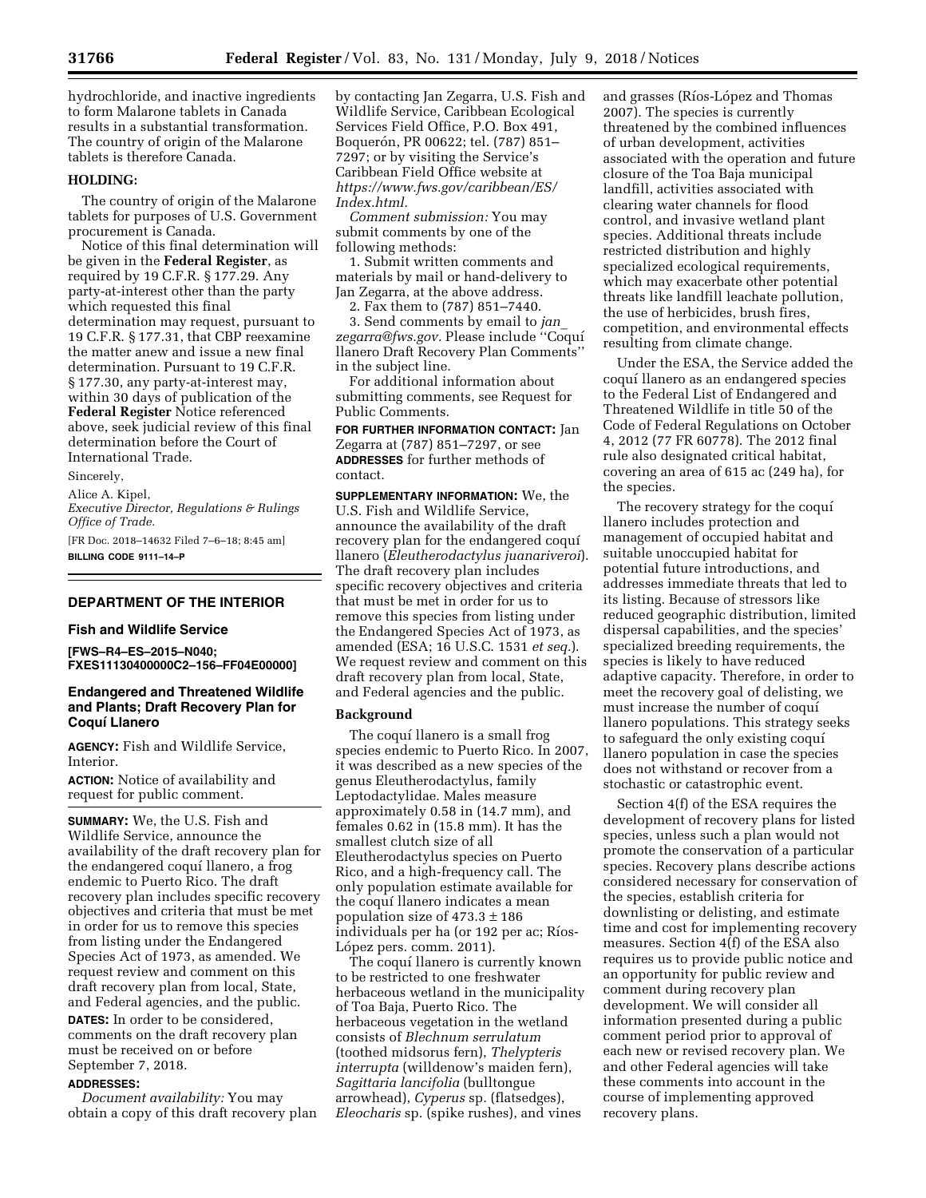hydrochloride, and inactive ingredients to form Malarone tablets in Canada results in a substantial transformation. The country of origin of the Malarone tablets is therefore Canada.

**HOLDING:**

The country of origin of the Malarone tablets for purposes of U.S. Government procurement is Canada.

Notice of this final determination will be given in the **Federal Register**, as required by 19 C.F.R. § 177.29. Any party-at-interest other than the party which requested this final determination may request, pursuant to 19 C.F.R. § 177.31, that CBP reexamine the matter anew and issue a new final determination. Pursuant to 19 C.F.R. § 177.30, any party-at-interest may, within 30 days of publication of the **Federal Register** Notice referenced above, seek judicial review of this final determination before the Court of International Trade.

Sincerely,

Alice A. Kipel,

*Executive Director, Regulations & Rulings Office of Trade.*

[FR Doc. 2018–14632 Filed 7–6–18; 8:45 am]

**BILLING CODE 9111–14–P**

---

## DEPARTMENT OF THE INTERIOR

### Fish and Wildlife Service

**[FWS–R4–ES–2015–N040; FXES11130400000C2–156–FF04E00000]**

### Endangered and Threatened Wildlife and Plants; Draft Recovery Plan for Coquí Llanero

**AGENCY:** Fish and Wildlife Service, Interior.

**ACTION:** Notice of availability and request for public comment.

**SUMMARY:** We, the U.S. Fish and Wildlife Service, announce the availability of the draft recovery plan for the endangered coquí llanero, a frog endemic to Puerto Rico. The draft recovery plan includes specific recovery objectives and criteria that must be met in order for us to remove this species from listing under the Endangered Species Act of 1973, as amended. We request review and comment on this draft recovery plan from local, State, and Federal agencies, and the public.

**DATES:** In order to be considered, comments on the draft recovery plan must be received on or before September 7, 2018.

**ADDRESSES:**

*Document availability:* You may obtain a copy of this draft recovery plan by contacting Jan Zegarra, U.S. Fish and Wildlife Service, Caribbean Ecological Services Field Office, P.O. Box 491, Boquerón, PR 00622; tel. (787) 851–7297; or by visiting the Service's Caribbean Field Office website at *https://www.fws.gov/caribbean/ES/Index.html.*

*Comment submission:* You may submit comments by one of the following methods:

1. Submit written comments and materials by mail or hand-delivery to Jan Zegarra, at the above address.
2. Fax them to (787) 851–7440.
3. Send comments by email to *jan_zegarra@fws.gov.* Please include ''Coquí llanero Draft Recovery Plan Comments'' in the subject line.

For additional information about submitting comments, see Request for Public Comments.

**FOR FURTHER INFORMATION CONTACT:** Jan Zegarra at (787) 851–7297, or see **ADDRESSES** for further methods of contact.

**SUPPLEMENTARY INFORMATION:** We, the U.S. Fish and Wildlife Service, announce the availability of the draft recovery plan for the endangered coquí llanero (*Eleutherodactylus juanariveroi*). The draft recovery plan includes specific recovery objectives and criteria that must be met in order for us to remove this species from listing under the Endangered Species Act of 1973, as amended (ESA; 16 U.S.C. 1531 *et seq.*). We request review and comment on this draft recovery plan from local, State, and Federal agencies and the public.

#### Background

The coquí llanero is a small frog species endemic to Puerto Rico. In 2007, it was described as a new species of the genus Eleutherodactylus, family Leptodactylidae. Males measure approximately 0.58 in (14.7 mm), and females 0.62 in (15.8 mm). It has the smallest clutch size of all Eleutherodactylus species on Puerto Rico, and a high-frequency call. The only population estimate available for the coquí llanero indicates a mean population size of 473.3 ± 186 individuals per ha (or 192 per ac; Ríos-López pers. comm. 2011).

The coquí llanero is currently known to be restricted to one freshwater herbaceous wetland in the municipality of Toa Baja, Puerto Rico. The herbaceous vegetation in the wetland consists of *Blechnum serrulatum* (toothed midsorus fern), *Thelypteris interrupta* (willdenow's maiden fern), *Sagittaria lancifolia* (bulltongue arrowhead), *Cyperus* sp. (flatsedges), *Eleocharis* sp. (spike rushes), and vines and grasses (Ríos-López and Thomas 2007). The species is currently threatened by the combined influences of urban development, activities associated with the operation and future closure of the Toa Baja municipal landfill, activities associated with clearing water channels for flood control, and invasive wetland plant species. Additional threats include restricted distribution and highly specialized ecological requirements, which may exacerbate other potential threats like landfill leachate pollution, the use of herbicides, brush fires, competition, and environmental effects resulting from climate change.

Under the ESA, the Service added the coquí llanero as an endangered species to the Federal List of Endangered and Threatened Wildlife in title 50 of the Code of Federal Regulations on October 4, 2012 (77 FR 60778). The 2012 final rule also designated critical habitat, covering an area of 615 ac (249 ha), for the species.

The recovery strategy for the coquí llanero includes protection and management of occupied habitat and suitable unoccupied habitat for potential future introductions, and addresses immediate threats that led to its listing. Because of stressors like reduced geographic distribution, limited dispersal capabilities, and the species' specialized breeding requirements, the species is likely to have reduced adaptive capacity. Therefore, in order to meet the recovery goal of delisting, we must increase the number of coquí llanero populations. This strategy seeks to safeguard the only existing coquí llanero population in case the species does not withstand or recover from a stochastic or catastrophic event.

Section 4(f) of the ESA requires the development of recovery plans for listed species, unless such a plan would not promote the conservation of a particular species. Recovery plans describe actions considered necessary for conservation of the species, establish criteria for downlisting or delisting, and estimate time and cost for implementing recovery measures. Section 4(f) of the ESA also requires us to provide public notice and an opportunity for public review and comment during recovery plan development. We will consider all information presented during a public comment period prior to approval of each new or revised recovery plan. We and other Federal agencies will take these comments into account in the course of implementing approved recovery plans.